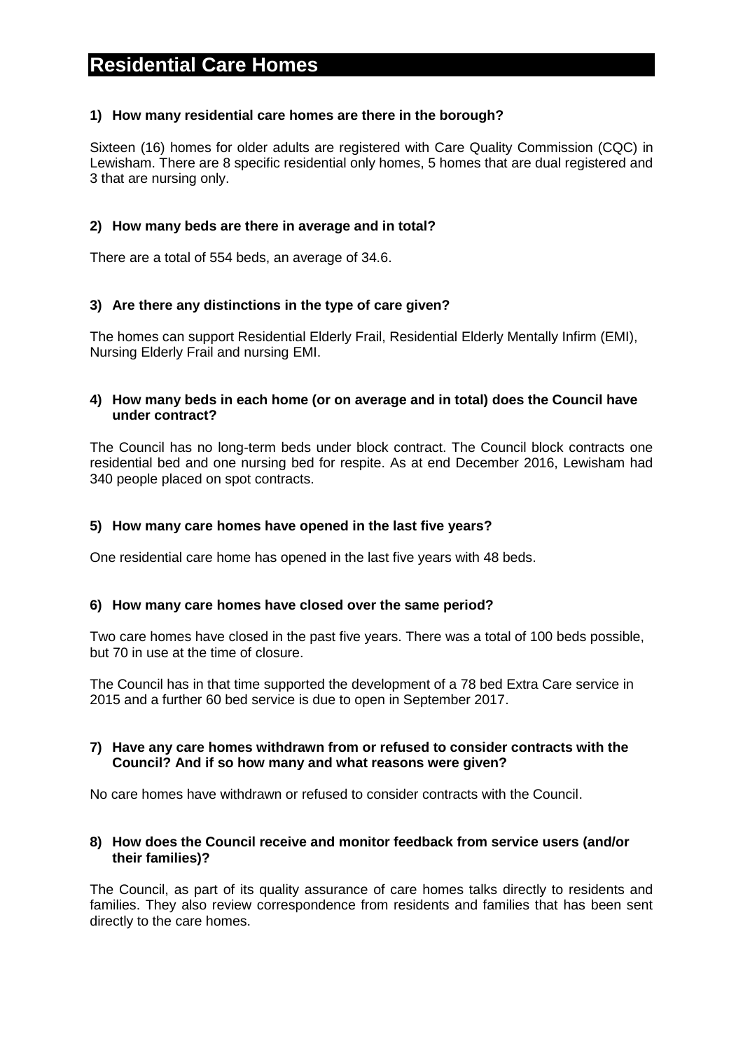# Residential Care Homes

**1) How many residential care homes are there in the borough?**

Sixteen (16) homes for older adults are registered with Care Quality Commission (CQC) in Lewisham. There are 8 specific residential only homes, 5 homes that are dual registered and 3 that are nursing only.

**2) How many beds are there in average and in total?**

There are a total of 554 beds, an average of 34.6.

**3) Are there any distinctions in the type of care given?**

The homes can support Residential Elderly Frail, Residential Elderly Mentally Infirm (EMI), Nursing Elderly Frail and nursing EMI.

**4) How many beds in each home (or on average and in total) does the Council have under contract?**

The Council has no long-term beds under block contract. The Council block contracts one residential bed and one nursing bed for respite. As at end December 2016, Lewisham had 340 people placed on spot contracts.

**5) How many care homes have opened in the last five years?**

One residential care home has opened in the last five years with 48 beds.

**6) How many care homes have closed over the same period?**

Two care homes have closed in the past five years. There was a total of 100 beds possible, but 70 in use at the time of closure.

The Council has in that time supported the development of a 78 bed Extra Care service in 2015 and a further 60 bed service is due to open in September 2017.

**7) Have any care homes withdrawn from or refused to consider contracts with the Council? And if so how many and what reasons were given?**

No care homes have withdrawn or refused to consider contracts with the Council.

**8) How does the Council receive and monitor feedback from service users (and/or their families)?**

The Council, as part of its quality assurance of care homes talks directly to residents and families. They also review correspondence from residents and families that has been sent directly to the care homes.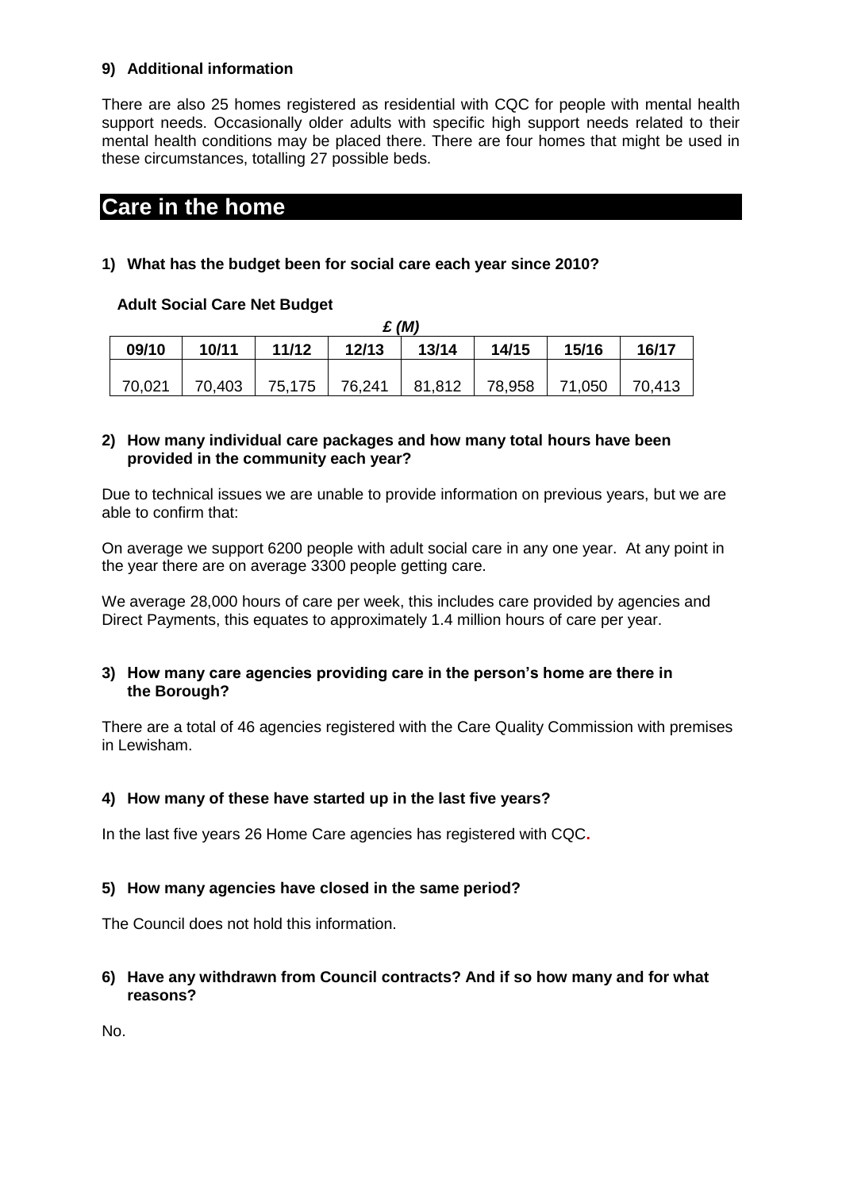**9) Additional information**

There are also 25 homes registered as residential with CQC for people with mental health support needs. Occasionally older adults with specific high support needs related to their mental health conditions may be placed there. There are four homes that might be used in these circumstances, totalling 27 possible beds.

# Care in the home

**1) What has the budget been for social care each year since 2010?**

**Adult Social Care Net Budget**

***£ (M)***

| 09/10 | 10/11 | 11/12 | 12/13 | 13/14 | 14/15 | 15/16 | 16/17 |
|---|---|---|---|---|---|---|---|
| 70,021 | 70,403 | 75,175 | 76,241 | 81,812 | 78,958 | 71,050 | 70,413 |

**2) How many individual care packages and how many total hours have been provided in the community each year?**

Due to technical issues we are unable to provide information on previous years, but we are able to confirm that:

On average we support 6200 people with adult social care in any one year. At any point in the year there are on average 3300 people getting care.

We average 28,000 hours of care per week, this includes care provided by agencies and Direct Payments, this equates to approximately 1.4 million hours of care per year.

**3) How many care agencies providing care in the person's home are there in the Borough?**

There are a total of 46 agencies registered with the Care Quality Commission with premises in Lewisham.

**4) How many of these have started up in the last five years?**

In the last five years 26 Home Care agencies has registered with CQC.

**5) How many agencies have closed in the same period?**

The Council does not hold this information.

**6) Have any withdrawn from Council contracts? And if so how many and for what reasons?**

No.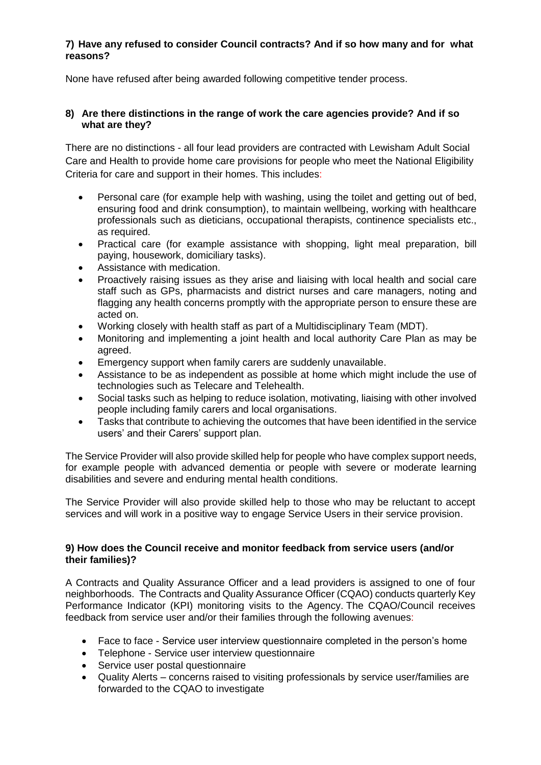**7) Have any refused to consider Council contracts? And if so how many and for what reasons?**

None have refused after being awarded following competitive tender process.

**8) Are there distinctions in the range of work the care agencies provide? And if so what are they?**

There are no distinctions - all four lead providers are contracted with Lewisham Adult Social Care and Health to provide home care provisions for people who meet the National Eligibility Criteria for care and support in their homes. This includes:

- Personal care (for example help with washing, using the toilet and getting out of bed, ensuring food and drink consumption), to maintain wellbeing, working with healthcare professionals such as dieticians, occupational therapists, continence specialists etc., as required.
- Practical care (for example assistance with shopping, light meal preparation, bill paying, housework, domiciliary tasks).
- Assistance with medication.
- Proactively raising issues as they arise and liaising with local health and social care staff such as GPs, pharmacists and district nurses and care managers, noting and flagging any health concerns promptly with the appropriate person to ensure these are acted on.
- Working closely with health staff as part of a Multidisciplinary Team (MDT).
- Monitoring and implementing a joint health and local authority Care Plan as may be agreed.
- Emergency support when family carers are suddenly unavailable.
- Assistance to be as independent as possible at home which might include the use of technologies such as Telecare and Telehealth.
- Social tasks such as helping to reduce isolation, motivating, liaising with other involved people including family carers and local organisations.
- Tasks that contribute to achieving the outcomes that have been identified in the service users' and their Carers' support plan.

The Service Provider will also provide skilled help for people who have complex support needs, for example people with advanced dementia or people with severe or moderate learning disabilities and severe and enduring mental health conditions.

The Service Provider will also provide skilled help to those who may be reluctant to accept services and will work in a positive way to engage Service Users in their service provision.

**9) How does the Council receive and monitor feedback from service users (and/or their families)?**

A Contracts and Quality Assurance Officer and a lead providers is assigned to one of four neighborhoods. The Contracts and Quality Assurance Officer (CQAO) conducts quarterly Key Performance Indicator (KPI) monitoring visits to the Agency. The CQAO/Council receives feedback from service user and/or their families through the following avenues:

- Face to face - Service user interview questionnaire completed in the person's home
- Telephone - Service user interview questionnaire
- Service user postal questionnaire
- Quality Alerts – concerns raised to visiting professionals by service user/families are forwarded to the CQAO to investigate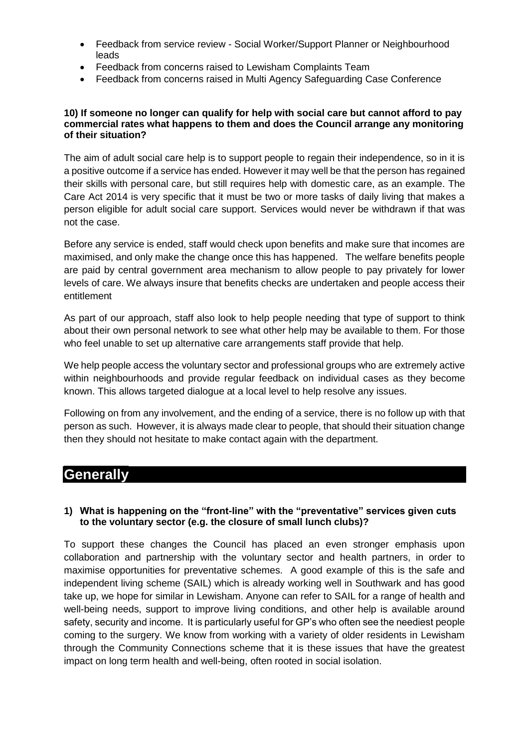- Feedback from service review - Social Worker/Support Planner or Neighbourhood leads
- Feedback from concerns raised to Lewisham Complaints Team
- Feedback from concerns raised in Multi Agency Safeguarding Case Conference

**10) If someone no longer can qualify for help with social care but cannot afford to pay commercial rates what happens to them and does the Council arrange any monitoring of their situation?**

The aim of adult social care help is to support people to regain their independence, so in it is a positive outcome if a service has ended. However it may well be that the person has regained their skills with personal care, but still requires help with domestic care, as an example. The Care Act 2014 is very specific that it must be two or more tasks of daily living that makes a person eligible for adult social care support. Services would never be withdrawn if that was not the case.

Before any service is ended, staff would check upon benefits and make sure that incomes are maximised, and only make the change once this has happened. The welfare benefits people are paid by central government area mechanism to allow people to pay privately for lower levels of care. We always insure that benefits checks are undertaken and people access their entitlement

As part of our approach, staff also look to help people needing that type of support to think about their own personal network to see what other help may be available to them. For those who feel unable to set up alternative care arrangements staff provide that help.

We help people access the voluntary sector and professional groups who are extremely active within neighbourhoods and provide regular feedback on individual cases as they become known. This allows targeted dialogue at a local level to help resolve any issues.

Following on from any involvement, and the ending of a service, there is no follow up with that person as such. However, it is always made clear to people, that should their situation change then they should not hesitate to make contact again with the department.

## Generally

**1) What is happening on the "front-line" with the "preventative" services given cuts to the voluntary sector (e.g. the closure of small lunch clubs)?**

To support these changes the Council has placed an even stronger emphasis upon collaboration and partnership with the voluntary sector and health partners, in order to maximise opportunities for preventative schemes. A good example of this is the safe and independent living scheme (SAIL) which is already working well in Southwark and has good take up, we hope for similar in Lewisham. Anyone can refer to SAIL for a range of health and well-being needs, support to improve living conditions, and other help is available around safety, security and income. It is particularly useful for GP's who often see the neediest people coming to the surgery. We know from working with a variety of older residents in Lewisham through the Community Connections scheme that it is these issues that have the greatest impact on long term health and well-being, often rooted in social isolation.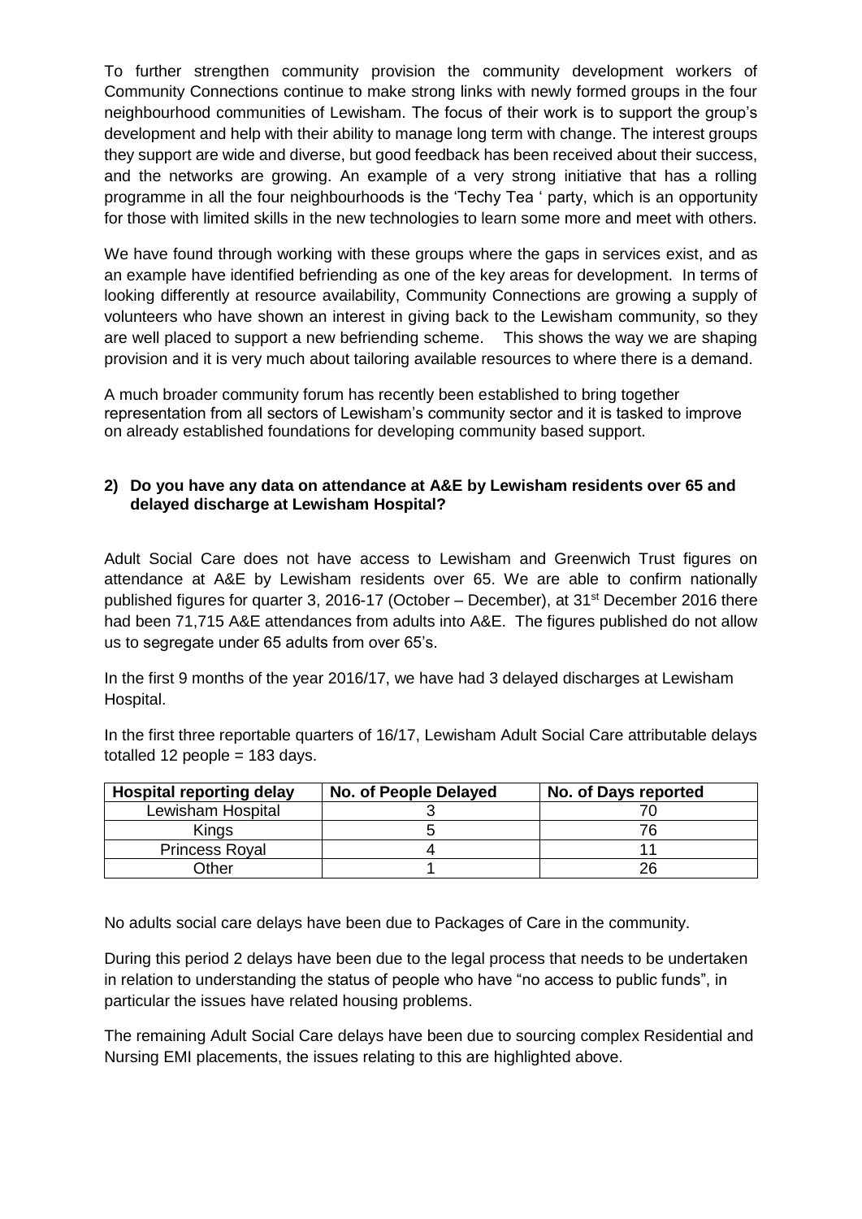To further strengthen community provision the community development workers of Community Connections continue to make strong links with newly formed groups in the four neighbourhood communities of Lewisham. The focus of their work is to support the group's development and help with their ability to manage long term with change. The interest groups they support are wide and diverse, but good feedback has been received about their success, and the networks are growing. An example of a very strong initiative that has a rolling programme in all the four neighbourhoods is the 'Techy Tea ' party, which is an opportunity for those with limited skills in the new technologies to learn some more and meet with others.

We have found through working with these groups where the gaps in services exist, and as an example have identified befriending as one of the key areas for development. In terms of looking differently at resource availability, Community Connections are growing a supply of volunteers who have shown an interest in giving back to the Lewisham community, so they are well placed to support a new befriending scheme. This shows the way we are shaping provision and it is very much about tailoring available resources to where there is a demand.

A much broader community forum has recently been established to bring together representation from all sectors of Lewisham's community sector and it is tasked to improve on already established foundations for developing community based support.

**2) Do you have any data on attendance at A&E by Lewisham residents over 65 and delayed discharge at Lewisham Hospital?**

Adult Social Care does not have access to Lewisham and Greenwich Trust figures on attendance at A&E by Lewisham residents over 65. We are able to confirm nationally published figures for quarter 3, 2016-17 (October – December), at 31st December 2016 there had been 71,715 A&E attendances from adults into A&E. The figures published do not allow us to segregate under 65 adults from over 65's.

In the first 9 months of the year 2016/17, we have had 3 delayed discharges at Lewisham Hospital.

In the first three reportable quarters of 16/17, Lewisham Adult Social Care attributable delays totalled 12 people = 183 days.

| Hospital reporting delay | No. of People Delayed | No. of Days reported |
|---|---|---|
| Lewisham Hospital | 3 | 70 |
| Kings | 5 | 76 |
| Princess Royal | 4 | 11 |
| Other | 1 | 26 |

No adults social care delays have been due to Packages of Care in the community.

During this period 2 delays have been due to the legal process that needs to be undertaken in relation to understanding the status of people who have "no access to public funds", in particular the issues have related housing problems.

The remaining Adult Social Care delays have been due to sourcing complex Residential and Nursing EMI placements, the issues relating to this are highlighted above.